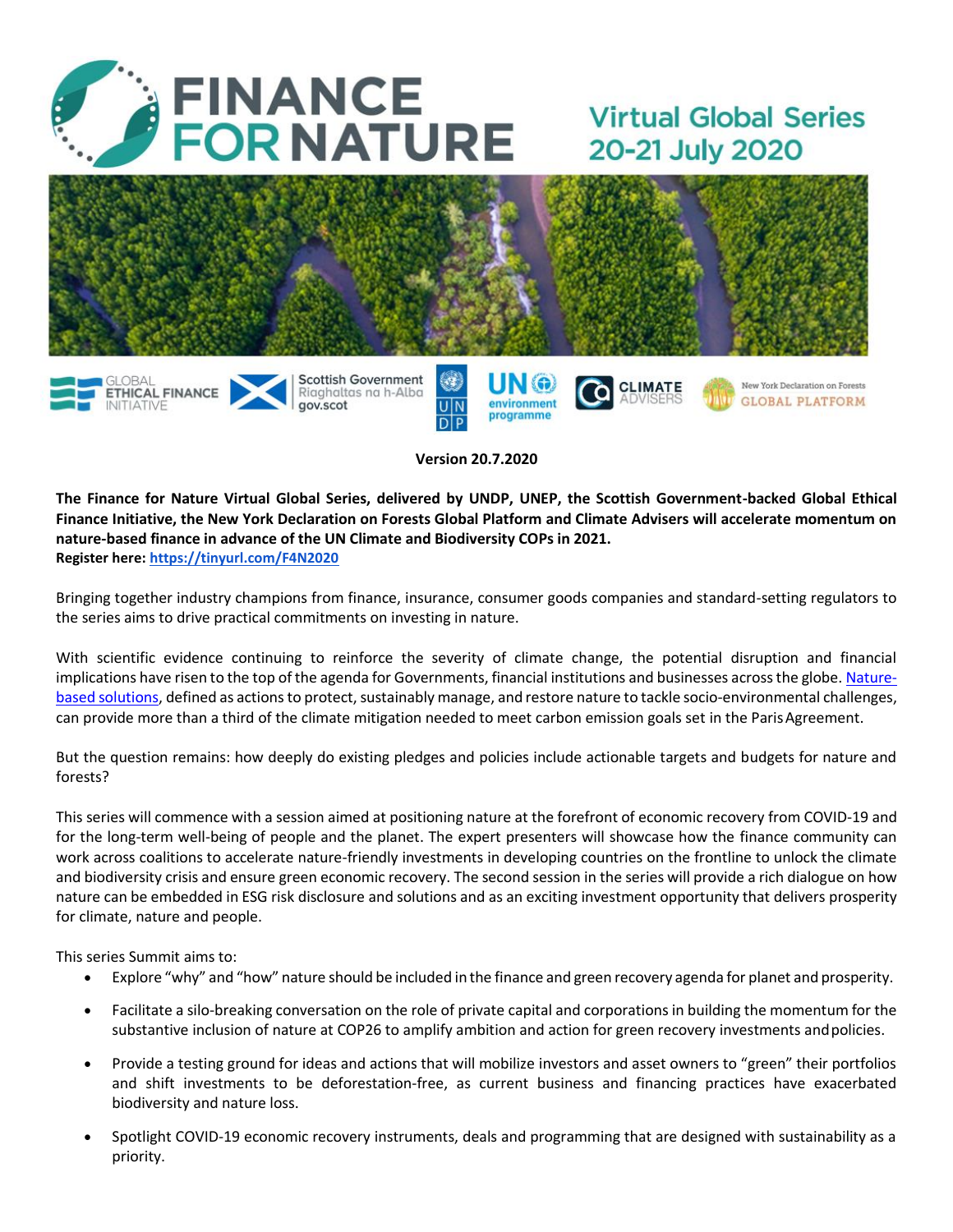# FINANCE FOR NATURE

## Virtual Global Series 20-21 July 2020

**Version 20.7.2020**

**The Finance for Nature Virtual Global Series, delivered by UNDP, UNEP, the Scottish Government-backed Global Ethical Finance Initiative, the New York Declaration on Forests Global Platform and Climate Advisers will accelerate momentum on nature-based finance in advance of the UN Climate and Biodiversity COPs in 2021.**
**Register here: https://tinyurl.com/F4N2020**

Bringing together industry champions from finance, insurance, consumer goods companies and standard-setting regulators to the series aims to drive practical commitments on investing in nature.

With scientific evidence continuing to reinforce the severity of climate change, the potential disruption and financial implications have risen to the top of the agenda for Governments, financial institutions and businesses across the globe. Nature-based solutions, defined as actions to protect, sustainably manage, and restore nature to tackle socio-environmental challenges, can provide more than a third of the climate mitigation needed to meet carbon emission goals set in the Paris Agreement.

But the question remains: how deeply do existing pledges and policies include actionable targets and budgets for nature and forests?

This series will commence with a session aimed at positioning nature at the forefront of economic recovery from COVID-19 and for the long-term well-being of people and the planet. The expert presenters will showcase how the finance community can work across coalitions to accelerate nature-friendly investments in developing countries on the frontline to unlock the climate and biodiversity crisis and ensure green economic recovery. The second session in the series will provide a rich dialogue on how nature can be embedded in ESG risk disclosure and solutions and as an exciting investment opportunity that delivers prosperity for climate, nature and people.

This series Summit aims to:

- Explore "why" and "how" nature should be included in the finance and green recovery agenda for planet and prosperity.
- Facilitate a silo-breaking conversation on the role of private capital and corporations in building the momentum for the substantive inclusion of nature at COP26 to amplify ambition and action for green recovery investments and policies.
- Provide a testing ground for ideas and actions that will mobilize investors and asset owners to "green" their portfolios and shift investments to be deforestation-free, as current business and financing practices have exacerbated biodiversity and nature loss.
- Spotlight COVID-19 economic recovery instruments, deals and programming that are designed with sustainability as a priority.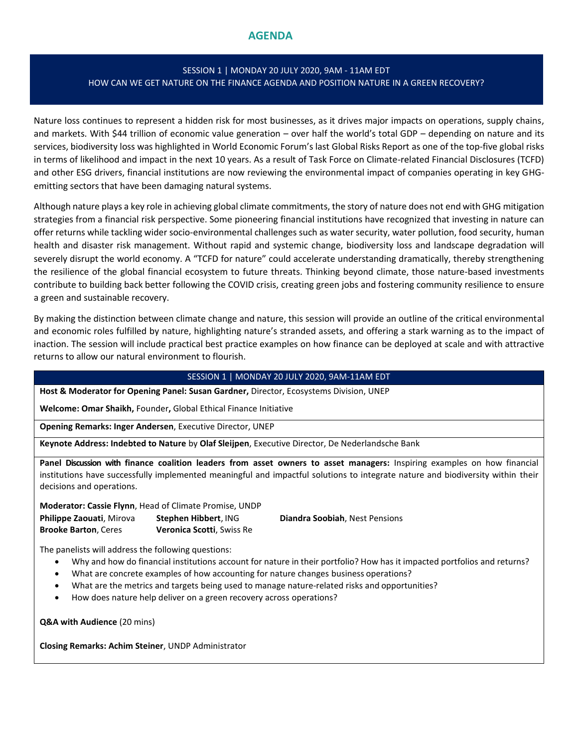# AGENDA

## SESSION 1 | MONDAY 20 JULY 2020, 9AM - 11AM EDT
## HOW CAN WE GET NATURE ON THE FINANCE AGENDA AND POSITION NATURE IN A GREEN RECOVERY?

Nature loss continues to represent a hidden risk for most businesses, as it drives major impacts on operations, supply chains, and markets. With $44 trillion of economic value generation – over half the world's total GDP – depending on nature and its services, biodiversity loss was highlighted in World Economic Forum's last Global Risks Report as one of the top-five global risks in terms of likelihood and impact in the next 10 years. As a result of Task Force on Climate-related Financial Disclosures (TCFD) and other ESG drivers, financial institutions are now reviewing the environmental impact of companies operating in key GHG-emitting sectors that have been damaging natural systems.

Although nature plays a key role in achieving global climate commitments, the story of nature does not end with GHG mitigation strategies from a financial risk perspective. Some pioneering financial institutions have recognized that investing in nature can offer returns while tackling wider socio-environmental challenges such as water security, water pollution, food security, human health and disaster risk management. Without rapid and systemic change, biodiversity loss and landscape degradation will severely disrupt the world economy. A "TCFD for nature" could accelerate understanding dramatically, thereby strengthening the resilience of the global financial ecosystem to future threats. Thinking beyond climate, those nature-based investments contribute to building back better following the COVID crisis, creating green jobs and fostering community resilience to ensure a green and sustainable recovery.

By making the distinction between climate change and nature, this session will provide an outline of the critical environmental and economic roles fulfilled by nature, highlighting nature's stranded assets, and offering a stark warning as to the impact of inaction. The session will include practical best practice examples on how finance can be deployed at scale and with attractive returns to allow our natural environment to flourish.

### SESSION 1 | MONDAY 20 JULY 2020, 9AM-11AM EDT

**Host & Moderator for Opening Panel: Susan Gardner,** Director, Ecosystems Division, UNEP

**Welcome: Omar Shaikh,** Founder**,** Global Ethical Finance Initiative

**Opening Remarks: Inger Andersen**, Executive Director, UNEP

**Keynote Address: Indebted to Nature** by **Olaf Sleijpen**, Executive Director, De Nederlandsche Bank

**Panel Discussion with finance coalition leaders from asset owners to asset managers:** Inspiring examples on how financial institutions have successfully implemented meaningful and impactful solutions to integrate nature and biodiversity within their decisions and operations.

**Moderator: Cassie Flynn**, Head of Climate Promise, UNDP

**Philippe Zaouati**, Mirova
**Stephen Hibbert**, ING
**Diandra Soobiah**, Nest Pensions
**Brooke Barton**, Ceres
**Veronica Scotti**, Swiss Re

The panelists will address the following questions:

- Why and how do financial institutions account for nature in their portfolio? How has it impacted portfolios and returns?
- What are concrete examples of how accounting for nature changes business operations?
- What are the metrics and targets being used to manage nature-related risks and opportunities?
- How does nature help deliver on a green recovery across operations?

**Q&A with Audience** (20 mins)

**Closing Remarks: Achim Steiner**, UNDP Administrator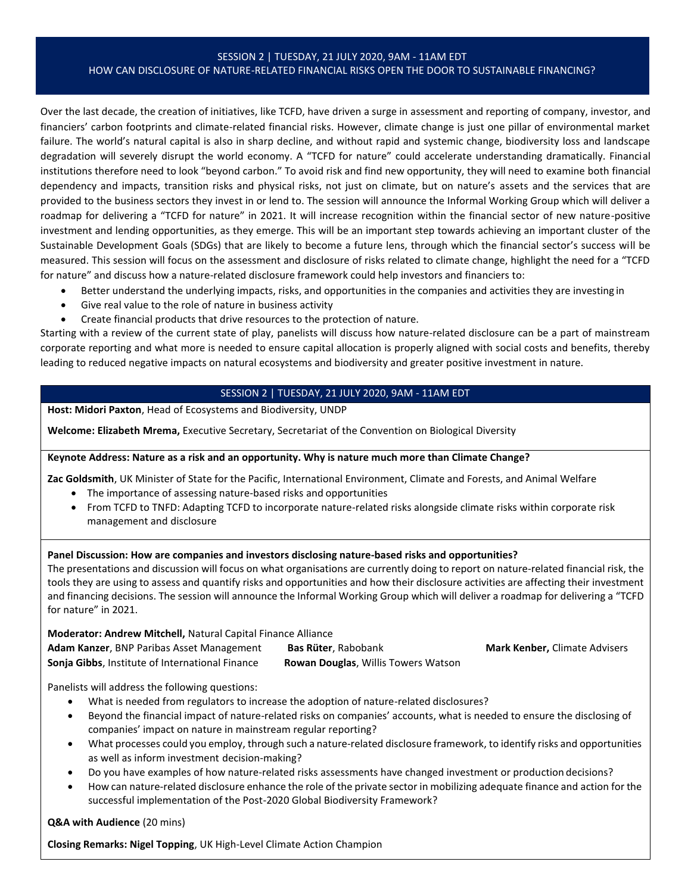## SESSION 2 | TUESDAY, 21 JULY 2020, 9AM - 11AM EDT
## HOW CAN DISCLOSURE OF NATURE-RELATED FINANCIAL RISKS OPEN THE DOOR TO SUSTAINABLE FINANCING?

Over the last decade, the creation of initiatives, like TCFD, have driven a surge in assessment and reporting of company, investor, and financiers' carbon footprints and climate-related financial risks. However, climate change is just one pillar of environmental market failure. The world's natural capital is also in sharp decline, and without rapid and systemic change, biodiversity loss and landscape degradation will severely disrupt the world economy. A "TCFD for nature" could accelerate understanding dramatically. Financial institutions therefore need to look "beyond carbon." To avoid risk and find new opportunity, they will need to examine both financial dependency and impacts, transition risks and physical risks, not just on climate, but on nature's assets and the services that are provided to the business sectors they invest in or lend to. The session will announce the Informal Working Group which will deliver a roadmap for delivering a "TCFD for nature" in 2021. It will increase recognition within the financial sector of new nature-positive investment and lending opportunities, as they emerge. This will be an important step towards achieving an important cluster of the Sustainable Development Goals (SDGs) that are likely to become a future lens, through which the financial sector's success will be measured. This session will focus on the assessment and disclosure of risks related to climate change, highlight the need for a "TCFD for nature" and discuss how a nature-related disclosure framework could help investors and financiers to:

- Better understand the underlying impacts, risks, and opportunities in the companies and activities they are investing in
- Give real value to the role of nature in business activity
- Create financial products that drive resources to the protection of nature.

Starting with a review of the current state of play, panelists will discuss how nature-related disclosure can be a part of mainstream corporate reporting and what more is needed to ensure capital allocation is properly aligned with social costs and benefits, thereby leading to reduced negative impacts on natural ecosystems and biodiversity and greater positive investment in nature.

### SESSION 2 | TUESDAY, 21 JULY 2020, 9AM - 11AM EDT

**Host: Midori Paxton**, Head of Ecosystems and Biodiversity, UNDP

**Welcome: Elizabeth Mrema,** Executive Secretary, Secretariat of the Convention on Biological Diversity

**Keynote Address: Nature as a risk and an opportunity. Why is nature much more than Climate Change?**

**Zac Goldsmith**, UK Minister of State for the Pacific, International Environment, Climate and Forests, and Animal Welfare

- The importance of assessing nature-based risks and opportunities
- From TCFD to TNFD: Adapting TCFD to incorporate nature-related risks alongside climate risks within corporate risk management and disclosure

**Panel Discussion: How are companies and investors disclosing nature-based risks and opportunities?**

The presentations and discussion will focus on what organisations are currently doing to report on nature-related financial risk, the tools they are using to assess and quantify risks and opportunities and how their disclosure activities are affecting their investment and financing decisions. The session will announce the Informal Working Group which will deliver a roadmap for delivering a "TCFD for nature" in 2021.

**Moderator: Andrew Mitchell,** Natural Capital Finance Alliance

**Adam Kanzer**, BNP Paribas Asset Management

**Bas Rüter**, Rabobank

**Mark Kenber,** Climate Advisers

**Sonja Gibbs**, Institute of International Finance

**Rowan Douglas**, Willis Towers Watson

Panelists will address the following questions:

- What is needed from regulators to increase the adoption of nature-related disclosures?
- Beyond the financial impact of nature-related risks on companies' accounts, what is needed to ensure the disclosing of companies' impact on nature in mainstream regular reporting?
- What processes could you employ, through such a nature-related disclosure framework, to identify risks and opportunities as well as inform investment decision-making?
- Do you have examples of how nature-related risks assessments have changed investment or production decisions?
- How can nature-related disclosure enhance the role of the private sector in mobilizing adequate finance and action for the successful implementation of the Post-2020 Global Biodiversity Framework?

**Q&A with Audience** (20 mins)

**Closing Remarks: Nigel Topping**, UK High-Level Climate Action Champion